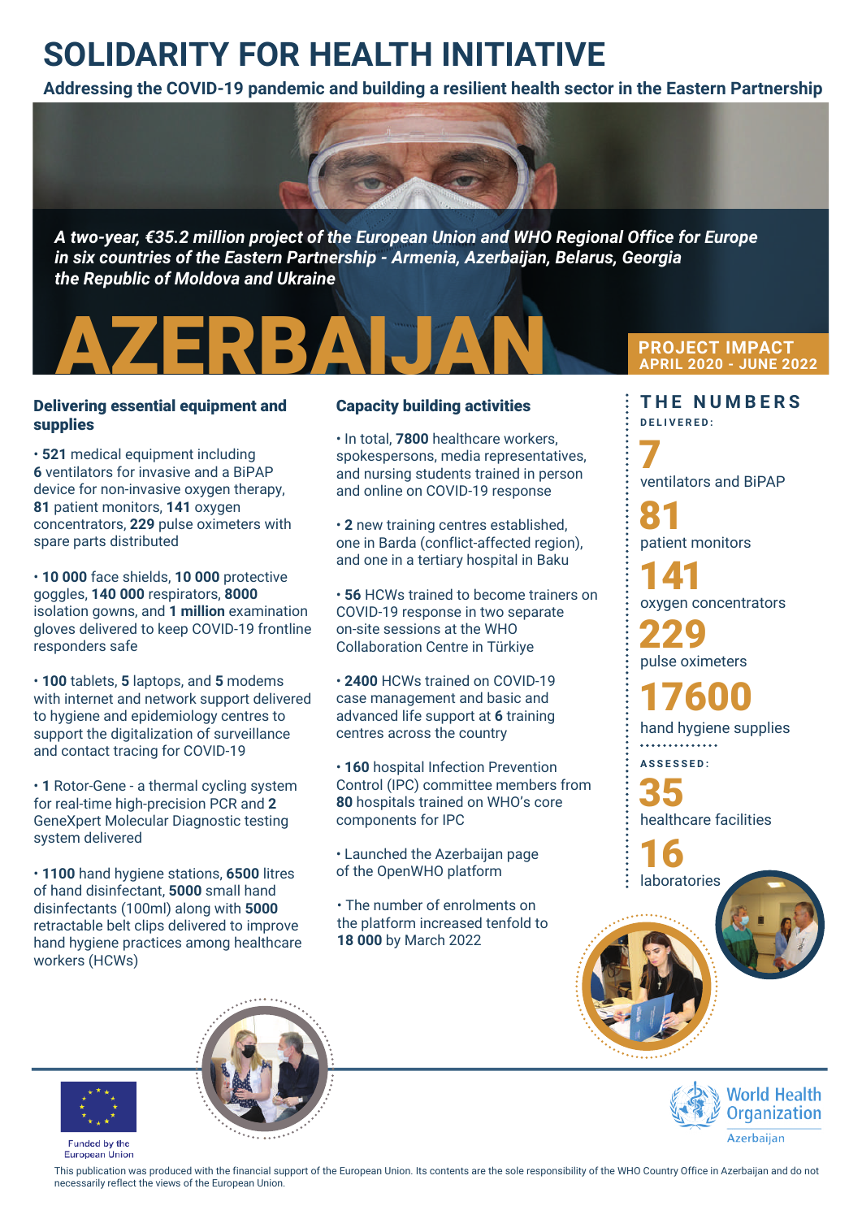# SOLIDARITY FOR HEALTH INITIATIVE

**Addressing the COVID-19 pandemic and building a resilient health sector in the Eastern Partnership**

***A two-year, €35.2 million project of the European Union and WHO Regional Office for Europe in six countries of the Eastern Partnership - Armenia, Azerbaijan, Belarus, Georgia the Republic of Moldova and Ukraine***

# AZERBAIJAN

**PROJECT IMPACT**
**APRIL 2020 - JUNE 2022**

## Delivering essential equipment and supplies

- **521** medical equipment including **6** ventilators for invasive and a BiPAP device for non-invasive oxygen therapy, **81** patient monitors, **141** oxygen concentrators, **229** pulse oximeters with spare parts distributed
- **10 000** face shields, **10 000** protective goggles, **140 000** respirators, **8000** isolation gowns, and **1 million** examination gloves delivered to keep COVID-19 frontline responders safe
- **100** tablets, **5** laptops, and **5** modems with internet and network support delivered to hygiene and epidemiology centres to support the digitalization of surveillance and contact tracing for COVID-19
- **1** Rotor-Gene - a thermal cycling system for real-time high-precision PCR and **2** GeneXpert Molecular Diagnostic testing system delivered
- **1100** hand hygiene stations, **6500** litres of hand disinfectant, **5000** small hand disinfectants (100ml) along with **5000** retractable belt clips delivered to improve hand hygiene practices among healthcare workers (HCWs)

## Capacity building activities

- In total, **7800** healthcare workers, spokespersons, media representatives, and nursing students trained in person and online on COVID-19 response
- **2** new training centres established, one in Barda (conflict-affected region), and one in a tertiary hospital in Baku
- **56** HCWs trained to become trainers on COVID-19 response in two separate on-site sessions at the WHO Collaboration Centre in Türkiye
- **2400** HCWs trained on COVID-19 case management and basic and advanced life support at **6** training centres across the country
- **160** hospital Infection Prevention Control (IPC) committee members from **80** hospitals trained on WHO's core components for IPC
- Launched the Azerbaijan page of the OpenWHO platform
- The number of enrolments on the platform increased tenfold to **18 000** by March 2022

## THE NUMBERS

**DELIVERED:**

**7**
ventilators and BiPAP

**81**
patient monitors

**141**
oxygen concentrators

**229**
pulse oximeters

**17600**
hand hygiene supplies

**ASSESSED:**

**35**
healthcare facilities

**16**
laboratories

Funded by the European Union

World Health Organization Azerbaijan

This publication was produced with the financial support of the European Union. Its contents are the sole responsibility of the WHO Country Office in Azerbaijan and do not necessarily reflect the views of the European Union.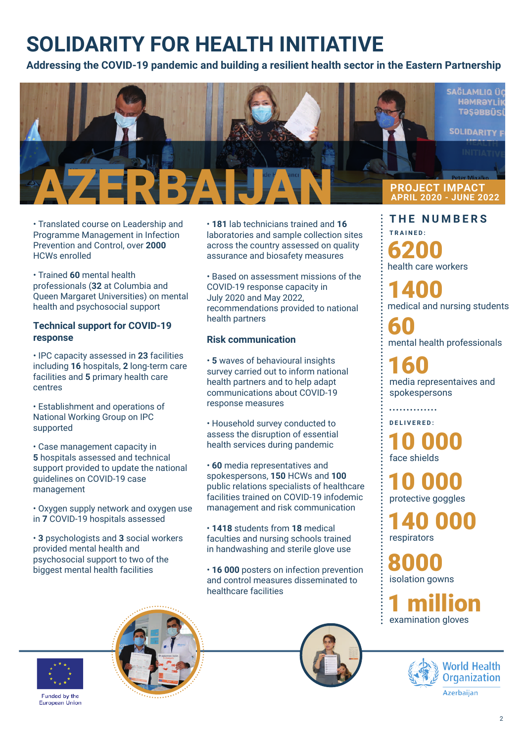# SOLIDARITY FOR HEALTH INITIATIVE

**Addressing the COVID-19 pandemic and building a resilient health sector in the Eastern Partnership**

## AZERBAIJAN

**PROJECT IMPACT**
**APRIL 2020 - JUNE 2022**

- Translated course on Leadership and Programme Management in Infection Prevention and Control, over **2000** HCWs enrolled
- Trained **60** mental health professionals (**32** at Columbia and Queen Margaret Universities) on mental health and psychosocial support

### Technical support for COVID-19 response

- IPC capacity assessed in **23** facilities including **16** hospitals, **2** long-term care facilities and **5** primary health care centres
- Establishment and operations of National Working Group on IPC supported
- Case management capacity in **5** hospitals assessed and technical support provided to update the national guidelines on COVID-19 case management
- Oxygen supply network and oxygen use in **7** COVID-19 hospitals assessed
- **3** psychologists and **3** social workers provided mental health and psychosocial support to two of the biggest mental health facilities
- **181** lab technicians trained and **16** laboratories and sample collection sites across the country assessed on quality assurance and biosafety measures
- Based on assessment missions of the COVID-19 response capacity in July 2020 and May 2022, recommendations provided to national health partners

### Risk communication

- **5** waves of behavioural insights survey carried out to inform national health partners and to help adapt communications about COVID-19 response measures
- Household survey conducted to assess the disruption of essential health services during pandemic
- **60** media representatives and spokespersons, **150** HCWs and **100** public relations specialists of healthcare facilities trained on COVID-19 infodemic management and risk communication
- **1418** students from **18** medical faculties and nursing schools trained in handwashing and sterile glove use
- **16 000** posters on infection prevention and control measures disseminated to healthcare facilities

### THE NUMBERS

**TRAINED:**

**6200**
health care workers

**1400**
medical and nursing students

**60**
mental health professionals

**160**
media representaives and spokespersons

**DELIVERED:**

**10 000**
face shields

**10 000**
protective goggles

**140 000**
respirators

**8000**
isolation gowns

**1 million**
examination gloves

Funded by the European Union

World Health Organization Azerbaijan